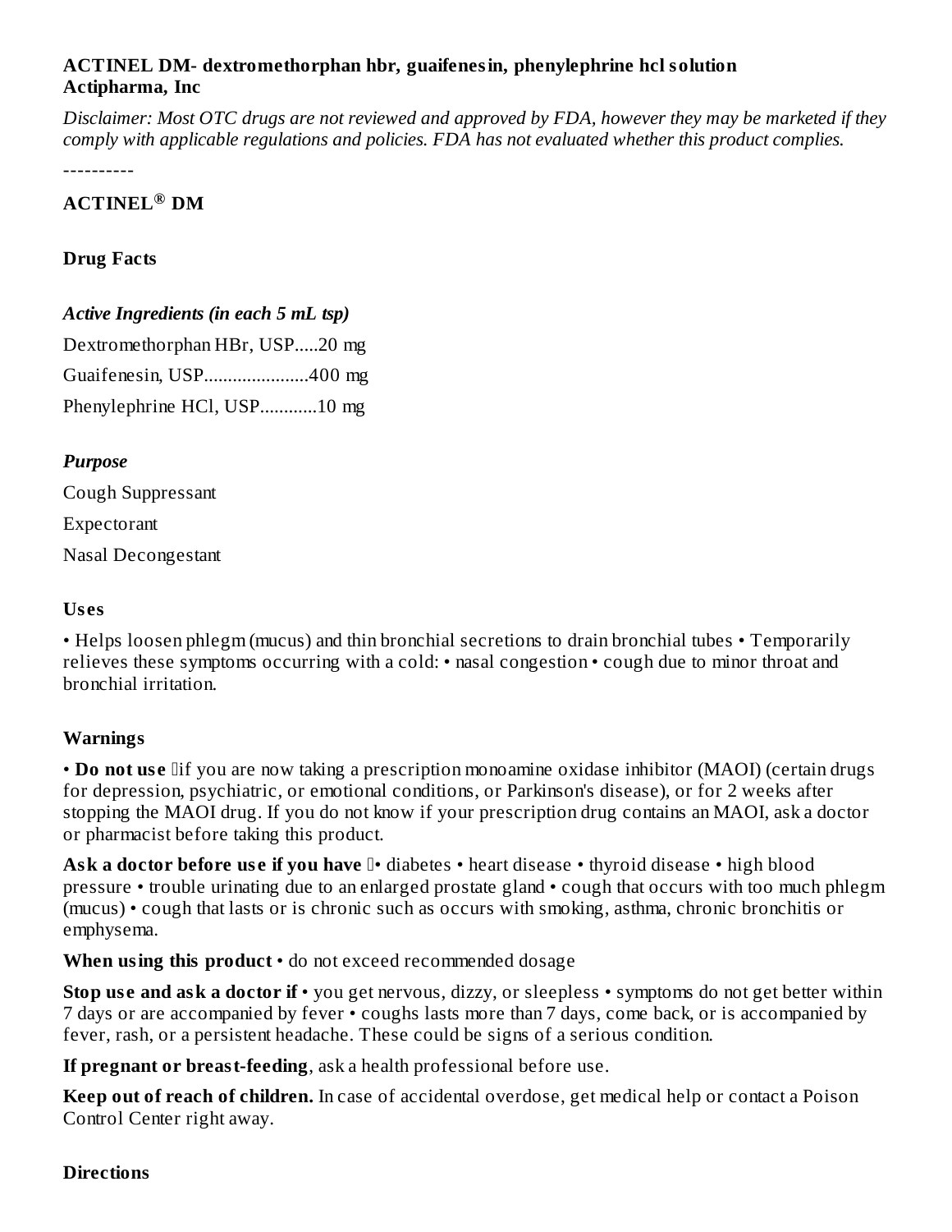**ACTINEL DM- dextromethorphan hbr, guaifenesin, phenylephrine hcl solution**
**Actipharma, Inc**

*Disclaimer: Most OTC drugs are not reviewed and approved by FDA, however they may be marketed if they comply with applicable regulations and policies. FDA has not evaluated whether this product complies.*

----------

## ACTINEL® DM

### Drug Facts

***Active Ingredients (in each 5 mL tsp)***

Dextromethorphan HBr, USP.....20 mg

Guaifenesin, USP......................400 mg

Phenylephrine HCl, USP............10 mg

***Purpose***

Cough Suppressant

Expectorant

Nasal Decongestant

### Uses

• Helps loosen phlegm (mucus) and thin bronchial secretions to drain bronchial tubes • Temporarily relieves these symptoms occurring with a cold: • nasal congestion • cough due to minor throat and bronchial irritation.

### Warnings

• **Do not use** if you are now taking a prescription monoamine oxidase inhibitor (MAOI) (certain drugs for depression, psychiatric, or emotional conditions, or Parkinson's disease), or for 2 weeks after stopping the MAOI drug. If you do not know if your prescription drug contains an MAOI, ask a doctor or pharmacist before taking this product.

**Ask a doctor before use if you have** • diabetes • heart disease • thyroid disease • high blood pressure • trouble urinating due to an enlarged prostate gland • cough that occurs with too much phlegm (mucus) • cough that lasts or is chronic such as occurs with smoking, asthma, chronic bronchitis or emphysema.

**When using this product** • do not exceed recommended dosage

**Stop use and ask a doctor if** • you get nervous, dizzy, or sleepless • symptoms do not get better within 7 days or are accompanied by fever • coughs lasts more than 7 days, come back, or is accompanied by fever, rash, or a persistent headache. These could be signs of a serious condition.

**If pregnant or breast-feeding**, ask a health professional before use.

**Keep out of reach of children.** In case of accidental overdose, get medical help or contact a Poison Control Center right away.

### Directions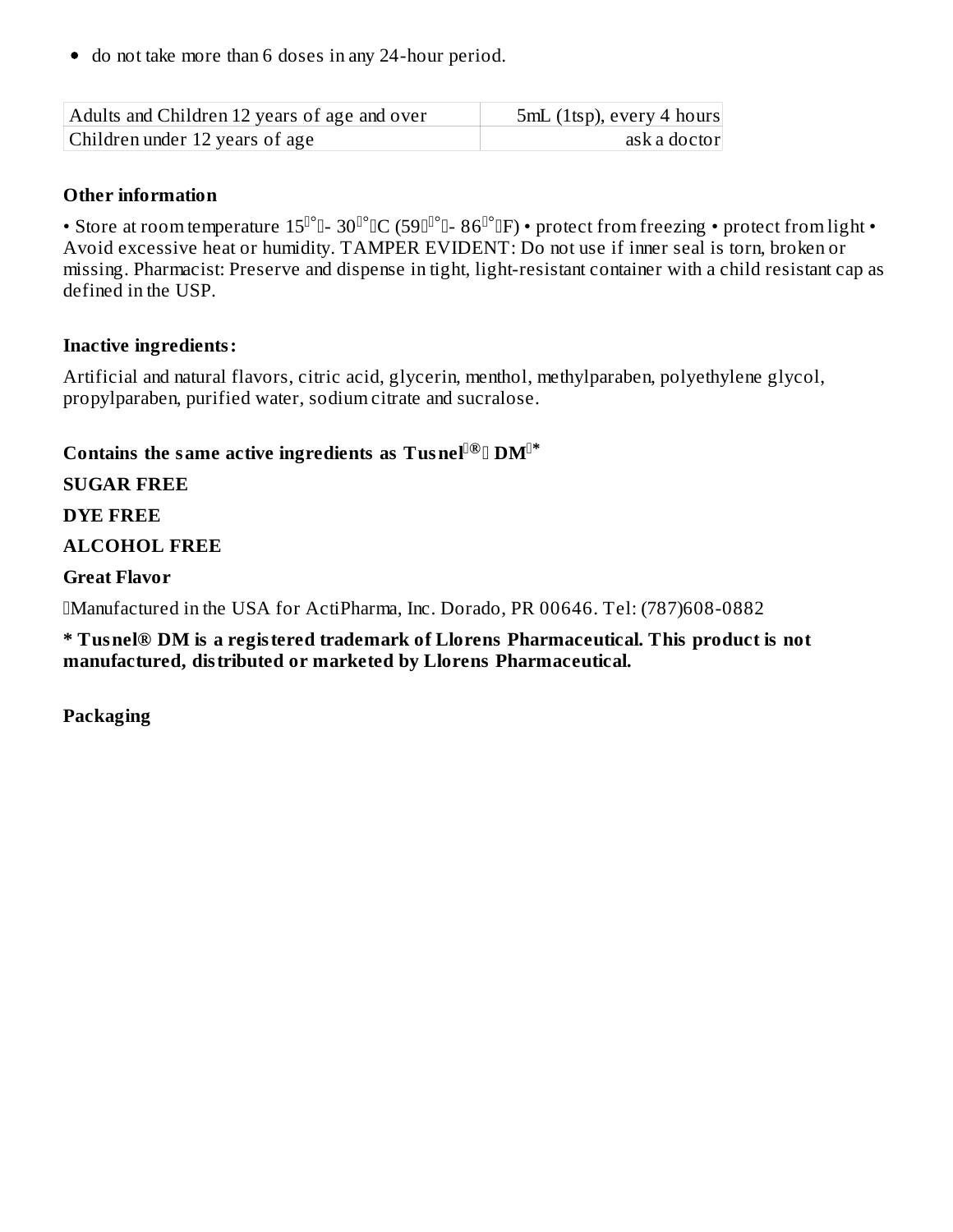- do not take more than 6 doses in any 24-hour period.

| Adults and Children 12 years of age and over | 5mL (1tsp), every 4 hours |
| --- | --- |
| Children under 12 years of age | ask a doctor |

**Other information**

• Store at room temperature 15°- 30°C (59°- 86°F) • protect from freezing • protect from light • Avoid excessive heat or humidity. TAMPER EVIDENT: Do not use if inner seal is torn, broken or missing. Pharmacist: Preserve and dispense in tight, light-resistant container with a child resistant cap as defined in the USP.

**Inactive ingredients:**

Artificial and natural flavors, citric acid, glycerin, menthol, methylparaben, polyethylene glycol, propylparaben, purified water, sodium citrate and sucralose.

**Contains the same active ingredients as Tusnel® DM***

**SUGAR FREE**

**DYE FREE**

**ALCOHOL FREE**

**Great Flavor**

Manufactured in the USA for ActiPharma, Inc. Dorado, PR 00646. Tel: (787)608-0882

**\* Tusnel® DM is a registered trademark of Llorens Pharmaceutical. This product is not manufactured, distributed or marketed by Llorens Pharmaceutical.**

**Packaging**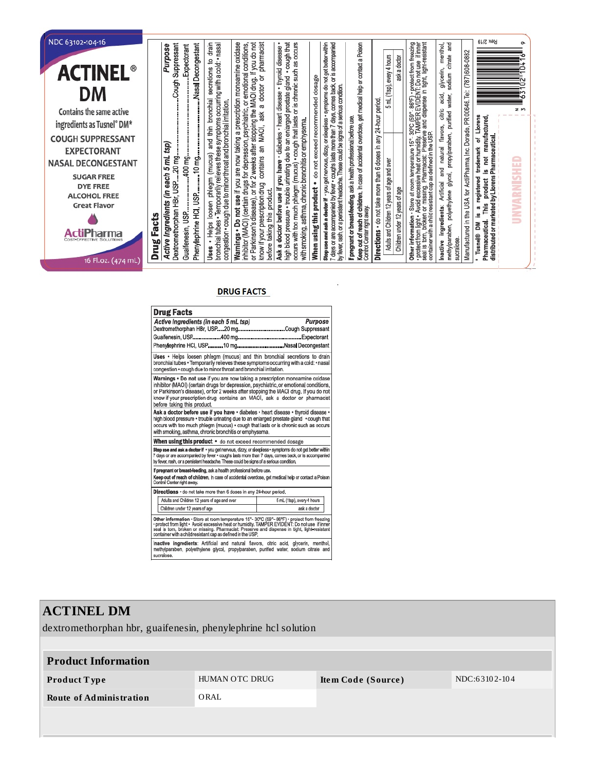NDC 63102-104-16

# ACTINEL® DM

Contains the same active ingredients as Tusnel® DM*

COUGH SUPPRESSANT
EXPECTORANT
NASAL DECONGESTANT

SUGAR FREE
DYE FREE
ALCOHOL FREE
Great Flavor

ActiPharma
COST-EFFECTIVE SOLUTIONS

16 Fl.oz. (474 mL)

**Drug Facts**

| *Active Ingredients (in each 5 mL tsp)* | *Purpose* |
|---|---|
| Dextromethorphan HBr, USP.....20 mg | Cough Suppressant |
| Guaifenesin, USP.....400 mg | Expectorant |
| Phenylephrine HCl, USP.....10 mg | Nasal Decongestant |

**Uses** • Helps loosen phlegm (mucus) and thin bronchial secretions to drain bronchial tubes • Temporarily relieves these symptoms occurring with a cold: • nasal congestion • cough due to minor throat and bronchial irritation.

**Warnings** • **Do not use** if you are now taking a prescription monoamine oxidase inhibitor (MAOI) (certain drugs for depression, psychiatric, or emotional conditions, or Parkinson's disease), or for 2 weeks after stopping the MAOI drug. If you do not know if your prescription drug contains an MAOI, ask a doctor or pharmacist before taking this product.

**Ask a doctor before use if you have** • diabetes • heart disease • thyroid disease • high blood pressure • trouble urinating due to an enlarged prostate gland • cough that occurs with too much phlegm (mucus) • cough that lasts or is chronic such as occurs with smoking, asthma, chronic bronchitis or emphysema.

**When using this product** • do not exceed recommended dosage

**Stop use and ask a doctor if** • you get nervous, dizzy, or sleepless • symptoms do not get better within 7 days or are accompanied by fever • coughs lasts more than 7 days, comes back, or is accompanied by fever, rash, or a persistent headache. These could be signs of a serious condition.

**If pregnant or breast-feeding**, ask a health professional before use.

**Keep out of reach of children.** In case of accidental overdose, get medical help or contact a Poison Control Center right away.

**Directions** • do not take more than 6 doses in any 24-hour period.

| | |
|---|---|
| Adults and Children 12 years of age and over | 5 mL (1tsp), every 4 hours |
| Children under 12 years of age | ask a doctor |

**Other information** • Store at room temperature 15°- 30°C (59°- 86°F) • protect from freezing • protect from light • Avoid excessive heat or humidity. TAMPER EVIDENT: Do not use if inner seal is torn, broken or missing. Pharmacist: Preserve and dispense in tight, light-resistant container with a child resistant cap as defined in the USP.

**Inactive ingredients**: Artificial and natural flavors, citric acid, glycerin, menthol, methylparaben, polyethylene glycol, propylparaben, purified water, sodium citrate and sucralose.

Manufactured in the USA for ActiPharma, Inc. Dorado, PR 00646. Tel: (787) 608-0882

* Tusnel® DM is a registered trademark of Llorens Pharmaceutical. This product is not manufactured, distributed or marketed by Llorens Pharmaceutical.

UNVARNISHED

Rev 2/19

N 3 63102 10416 9

## DRUG FACTS

**Drug Facts**

| *Active Ingredients (in each 5 mL tsp)* | *Purpose* |
|---|---|
| Dextromethorphan HBr, USP.....20 mg | Cough Suppressant |
| Guaifenesin, USP.....400 mg | Expectorant |
| Phenylephrine HCl, USP.....10 mg | Nasal Decongestant |

**Uses** • Helps loosen phlegm (mucus) and thin bronchial secretions to drain bronchial tubes • Temporarily relieves these symptoms occurring with a cold: • nasal congestion • cough due to minor throat and bronchial irritation.

**Warnings** • **Do not use** if you are now taking a prescription monoamine oxidase inhibitor (MAOI) (certain drugs for depression, psychiatric, or emotional conditions, or Parkinson's disease), or for 2 weeks after stopping the MAOI drug. If you do not know if your prescription drug contains an MAOI, ask a doctor or pharmacist before taking this product.

**Ask a doctor before use if you have** • diabetes • heart disease • thyroid disease • high blood pressure • trouble urinating due to an enlarged prostate gland • cough that occurs with too much phlegm (mucus) • cough that lasts or is chronic such as occurs with smoking, asthma, chronic bronchitis or emphysema.

**When using this product** • do not exceed recommended dosage

**Stop use and ask a doctor if** • you get nervous, dizzy, or sleepless • symptoms do not get better within 7 days or are accompanied by fever • coughs lasts more than 7 days, comes back, or is accompanied by fever, rash, or a persistent headache. These could be signs of a serious condition.

**If pregnant or breast-feeding**, ask a health professional before use.

**Keep out of reach of children.** In case of accidental overdose, get medical help or contact a Poison Control Center right away.

**Directions** • do not take more than 6 doses in any 24-hour period.

| | |
|---|---|
| Adults and Children 12 years of age and over | 5 mL (1tsp), every 4 hours |
| Children under 12 years of age | ask a doctor |

**Other information** • Store at room temperature 15°- 30°C (59°- 86°F) • protect from freezing • protect from light • Avoid excessive heat or humidity. TAMPER EVIDENT: Do not use if inner seal is torn, broken or missing. Pharmacist: Preserve and dispense in tight, light-resistant container with a childresistant cap as defined in the USP.

**Inactive ingredients**: Artificial and natural flavors, citric acid, glycerin, menthol, methylparaben, polyethylene glycol, propylparaben, purified water, sodium citrate and sucralose.

# ACTINEL DM

dextromethorphan hbr, guaifenesin, phenylephrine hcl solution

## Product Information

| | | | |
|---|---|---|---|
| **Product Type** | HUMAN OTC DRUG | **Item Code (Source)** | NDC:63102-104 |
| **Route of Administration** | ORAL | | |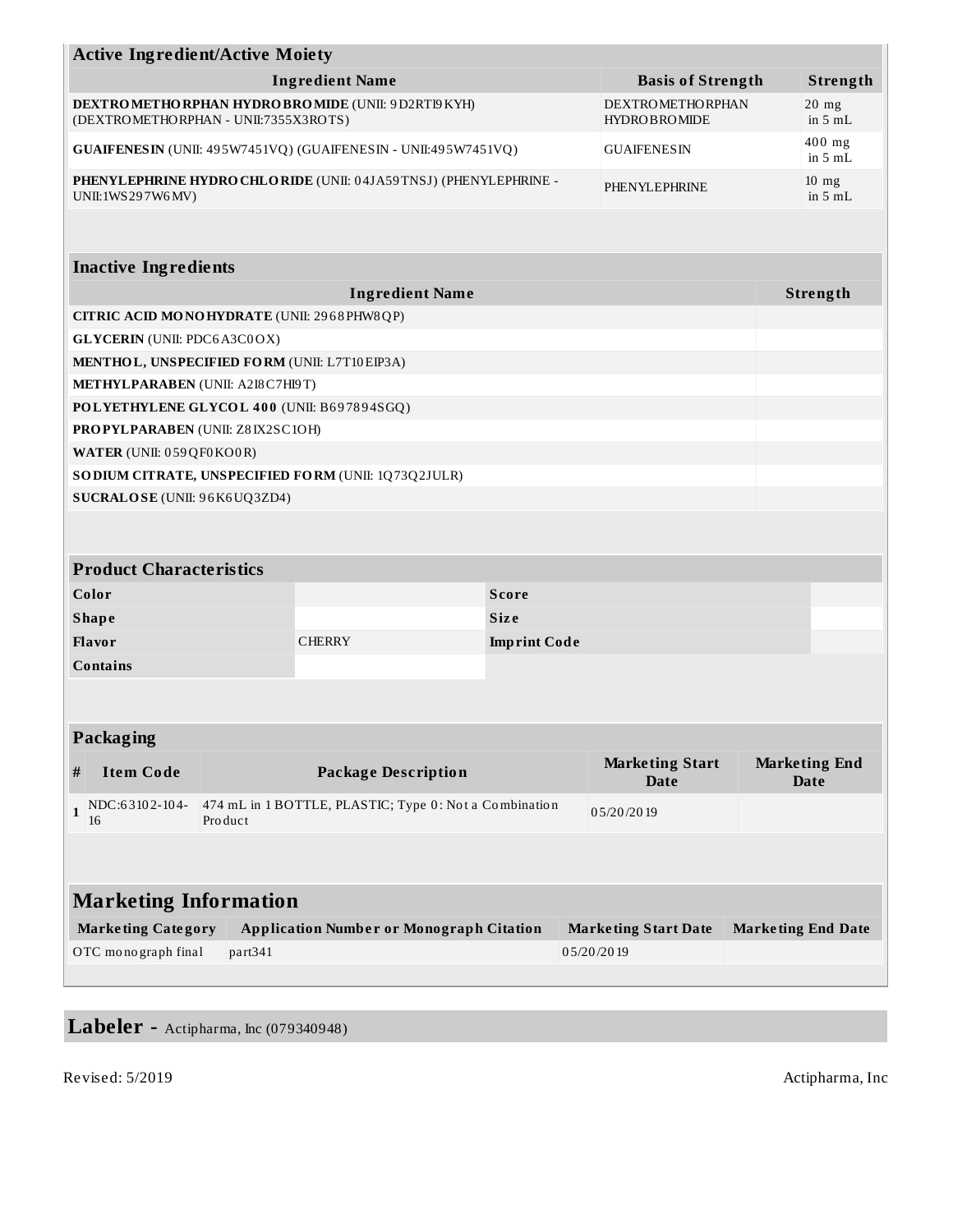| Active Ingredient/Active Moiety | | |
|---|---|---|
| **Ingredient Name** | **Basis of Strength** | **Strength** |
| **DEXTROMETHORPHAN HYDROBROMIDE** (UNII: 9D2RTI9KYH) (DEXTROMETHORPHAN - UNII:7355X3ROTS) | DEXTROMETHORPHAN HYDROBROMIDE | 20 mg in 5 mL |
| **GUAIFENESIN** (UNII: 495W7451VQ) (GUAIFENESIN - UNII:495W7451VQ) | GUAIFENESIN | 400 mg in 5 mL |
| **PHENYLEPHRINE HYDROCHLORIDE** (UNII: 04JA59TNSJ) (PHENYLEPHRINE - UNII:1WS297W6MV) | PHENYLEPHRINE | 10 mg in 5 mL |

| Inactive Ingredients | |
|---|---|
| **Ingredient Name** | **Strength** |
| **CITRIC ACID MONOHYDRATE** (UNII: 2968PHW8QP) | |
| **GLYCERIN** (UNII: PDC6A3C0OX) | |
| **MENTHOL, UNSPECIFIED FORM** (UNII: L7T10EIP3A) | |
| **METHYLPARABEN** (UNII: A2I8C7HI9T) | |
| **POLYETHYLENE GLYCOL 400** (UNII: B697894SGQ) | |
| **PROPYLPARABEN** (UNII: Z8IX2SC1OH) | |
| **WATER** (UNII: 059QF0KO0R) | |
| **SODIUM CITRATE, UNSPECIFIED FORM** (UNII: 1Q73Q2JULR) | |
| **SUCRALOSE** (UNII: 96K6UQ3ZD4) | |

| Product Characteristics | | | |
|---|---|---|---|
| **Color** | | **Score** | |
| **Shape** | | **Size** | |
| **Flavor** | CHERRY | **Imprint Code** | |
| **Contains** | | | |

| Packaging | | | | |
|---|---|---|---|---|
| **#** | **Item Code** | **Package Description** | **Marketing Start Date** | **Marketing End Date** |
| **1** | NDC:63102-104-16 | 474 mL in 1 BOTTLE, PLASTIC; Type 0: Not a Combination Product | 05/20/2019 | |

| Marketing Information | | | |
|---|---|---|---|
| **Marketing Category** | **Application Number or Monograph Citation** | **Marketing Start Date** | **Marketing End Date** |
| OTC monograph final | part341 | 05/20/2019 | |

## Labeler - Actipharma, Inc (079340948)

Revised: 5/2019

Actipharma, Inc